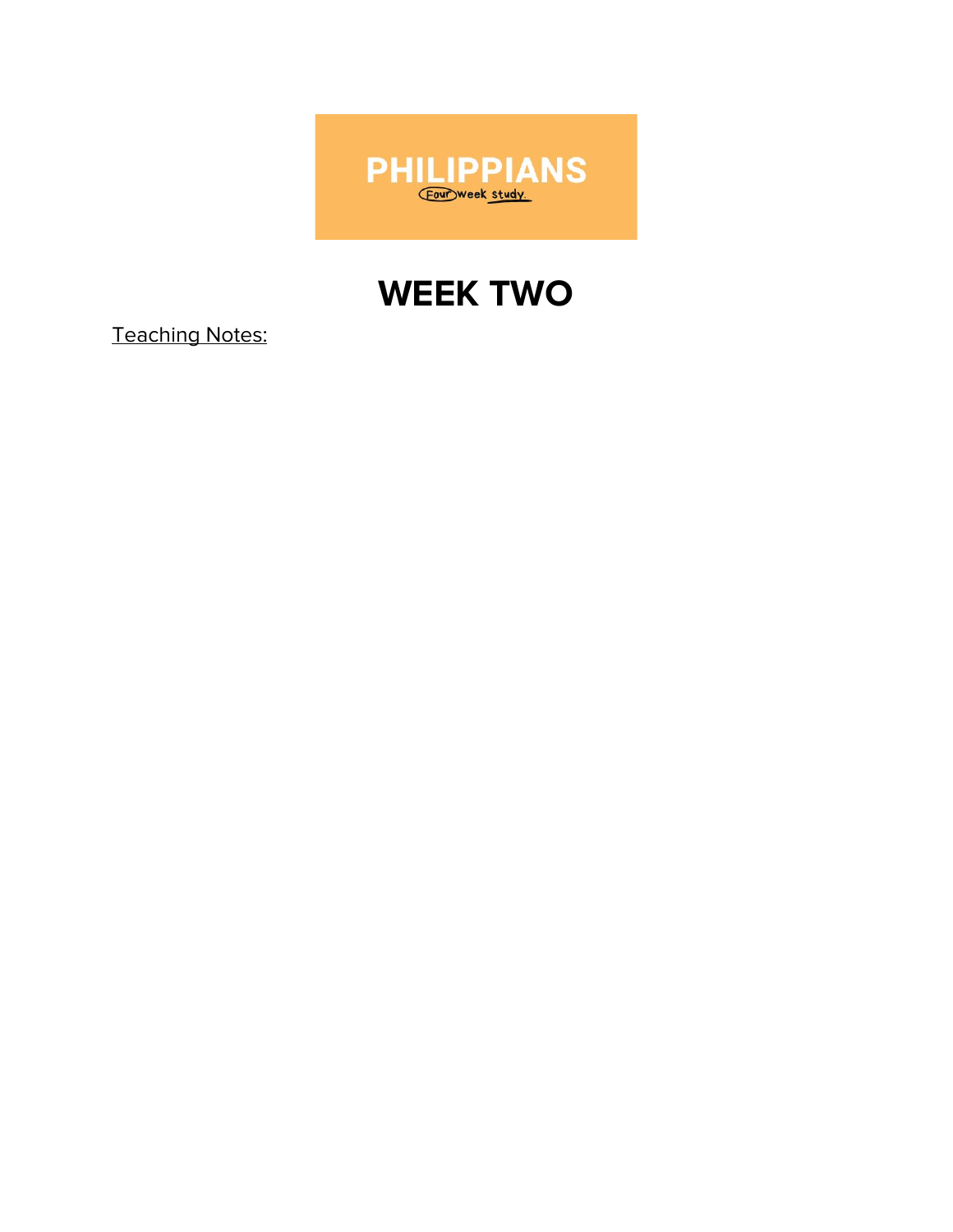PHILIPPIANS

Four week study.

# WEEK TWO

Teaching Notes: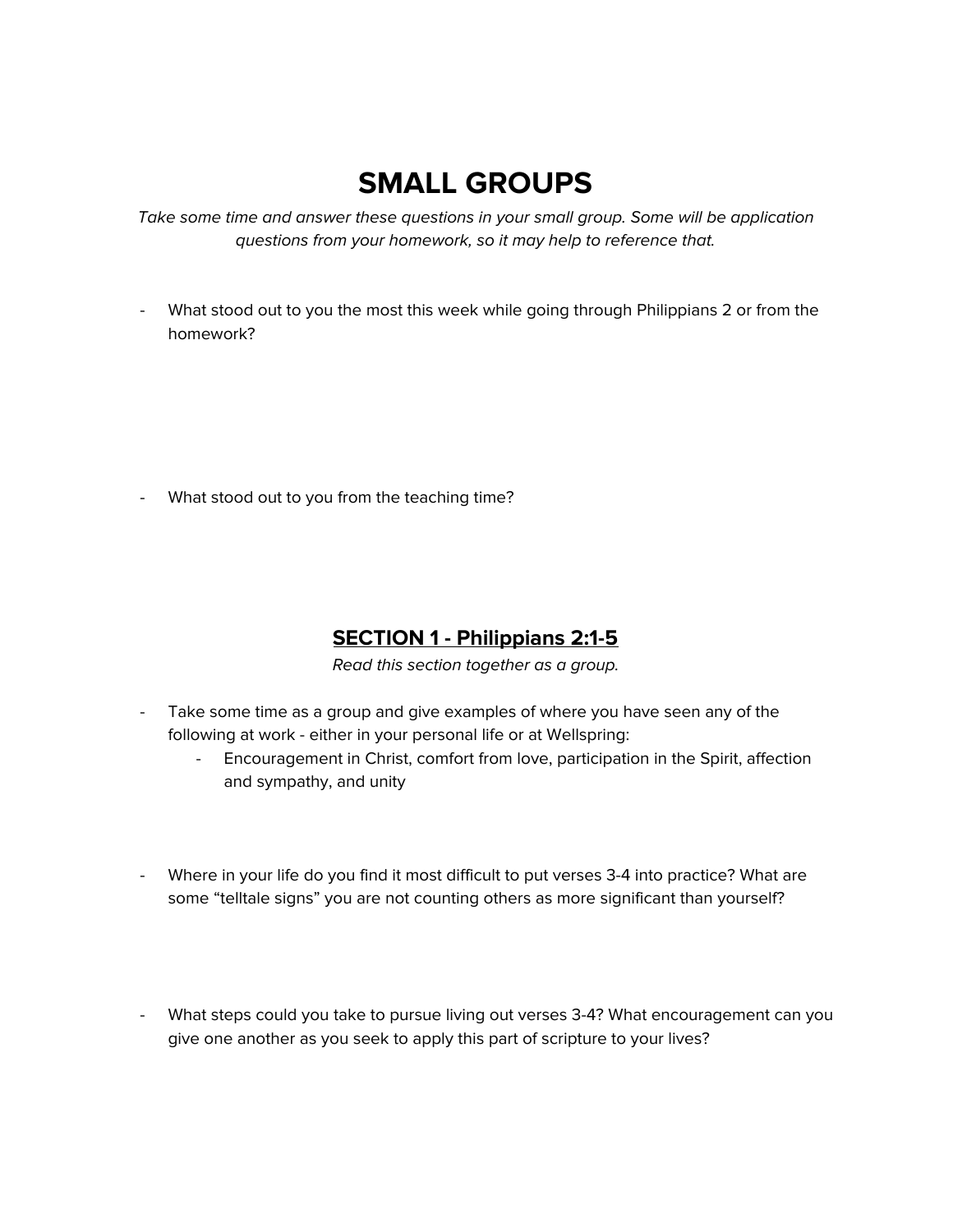# SMALL GROUPS

*Take some time and answer these questions in your small group. Some will be application questions from your homework, so it may help to reference that.*

- What stood out to you the most this week while going through Philippians 2 or from the homework?

- What stood out to you from the teaching time?

## SECTION 1 - Philippians 2:1-5

*Read this section together as a group.*

- Take some time as a group and give examples of where you have seen any of the following at work - either in your personal life or at Wellspring:
    - Encouragement in Christ, comfort from love, participation in the Spirit, affection and sympathy, and unity

- Where in your life do you find it most difficult to put verses 3-4 into practice? What are some "telltale signs" you are not counting others as more significant than yourself?

- What steps could you take to pursue living out verses 3-4? What encouragement can you give one another as you seek to apply this part of scripture to your lives?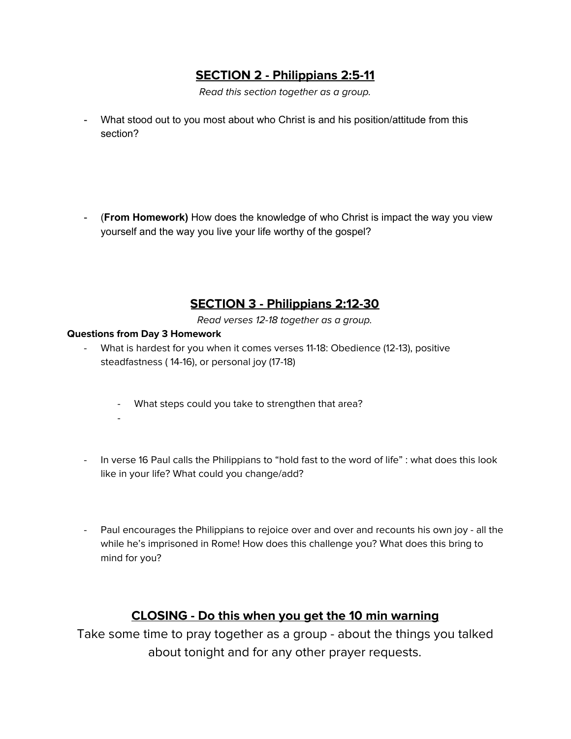## SECTION 2 - Philippians 2:5-11

*Read this section together as a group.*

- What stood out to you most about who Christ is and his position/attitude from this section?

- (**From Homework)** How does the knowledge of who Christ is impact the way you view yourself and the way you live your life worthy of the gospel?

## SECTION 3 - Philippians 2:12-30

*Read verses 12-18 together as a group.*

**Questions from Day 3 Homework**

- What is hardest for you when it comes verses 11-18: Obedience (12-13), positive steadfastness ( 14-16), or personal joy (17-18)
    - What steps could you take to strengthen that area?
    -

- In verse 16 Paul calls the Philippians to "hold fast to the word of life" : what does this look like in your life? What could you change/add?

- Paul encourages the Philippians to rejoice over and over and recounts his own joy - all the while he's imprisoned in Rome! How does this challenge you? What does this bring to mind for you?

## CLOSING - Do this when you get the 10 min warning

Take some time to pray together as a group - about the things you talked about tonight and for any other prayer requests.